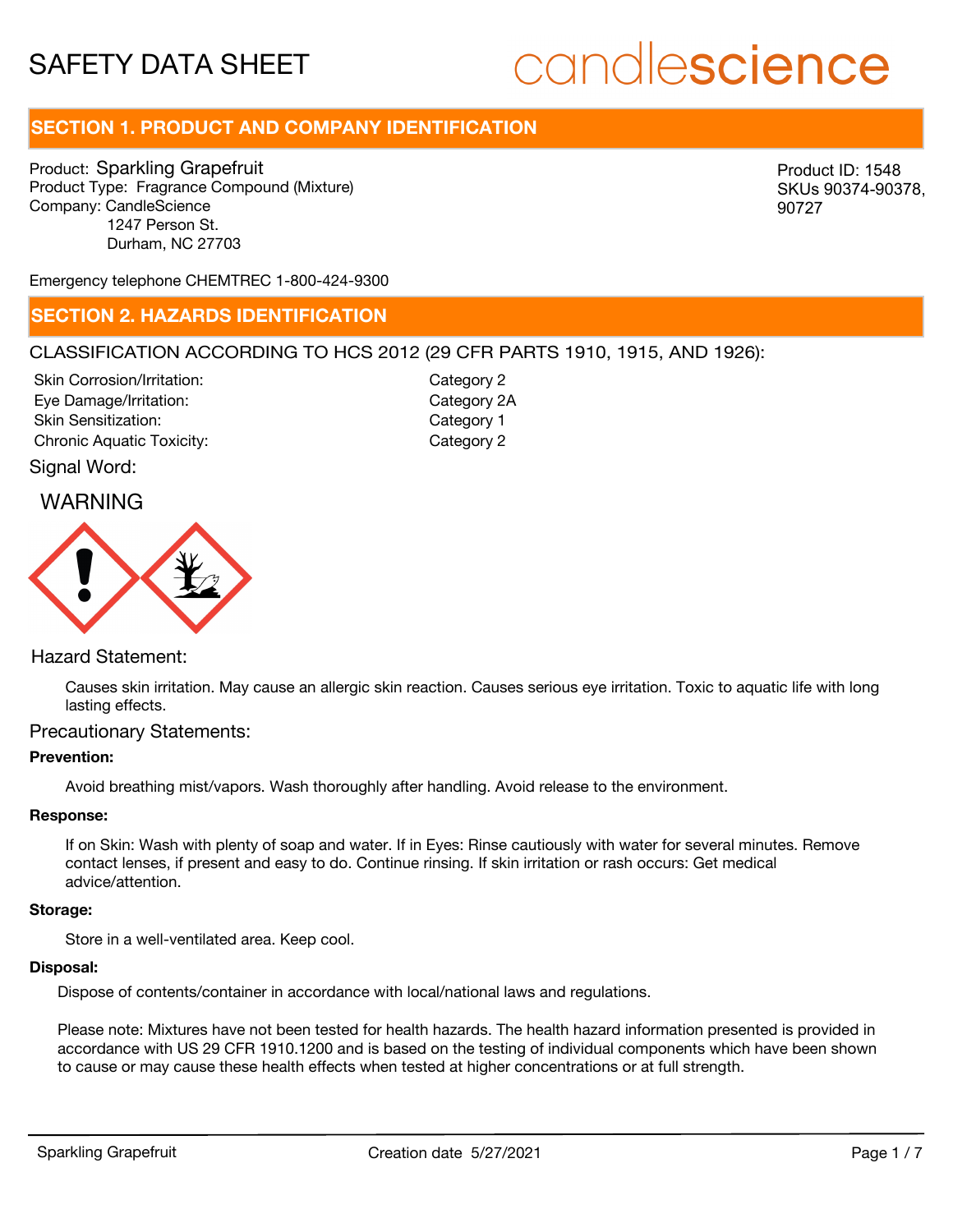# SAFETY DATA SHEET

candlescience

## SECTION 1. PRODUCT AND COMPANY IDENTIFICATION

Product: Sparkling Grapefruit
Product Type: Fragrance Compound (Mixture)
Company: CandleScience
1247 Person St.
Durham, NC 27703

Product ID: 1548
SKUs 90374-90378, 90727

Emergency telephone CHEMTREC 1-800-424-9300

## SECTION 2. HAZARDS IDENTIFICATION

CLASSIFICATION ACCORDING TO HCS 2012 (29 CFR PARTS 1910, 1915, AND 1926):

| | |
|---|---|
| Skin Corrosion/Irritation: | Category 2 |
| Eye Damage/Irritation: | Category 2A |
| Skin Sensitization: | Category 1 |
| Chronic Aquatic Toxicity: | Category 2 |

Signal Word:

WARNING

Hazard Statement:

Causes skin irritation. May cause an allergic skin reaction. Causes serious eye irritation. Toxic to aquatic life with long lasting effects.

Precautionary Statements:

**Prevention:**

Avoid breathing mist/vapors. Wash thoroughly after handling. Avoid release to the environment.

**Response:**

If on Skin: Wash with plenty of soap and water. If in Eyes: Rinse cautiously with water for several minutes. Remove contact lenses, if present and easy to do. Continue rinsing. If skin irritation or rash occurs: Get medical advice/attention.

**Storage:**

Store in a well-ventilated area. Keep cool.

**Disposal:**

Dispose of contents/container in accordance with local/national laws and regulations.

Please note: Mixtures have not been tested for health hazards. The health hazard information presented is provided in accordance with US 29 CFR 1910.1200 and is based on the testing of individual components which have been shown to cause or may cause these health effects when tested at higher concentrations or at full strength.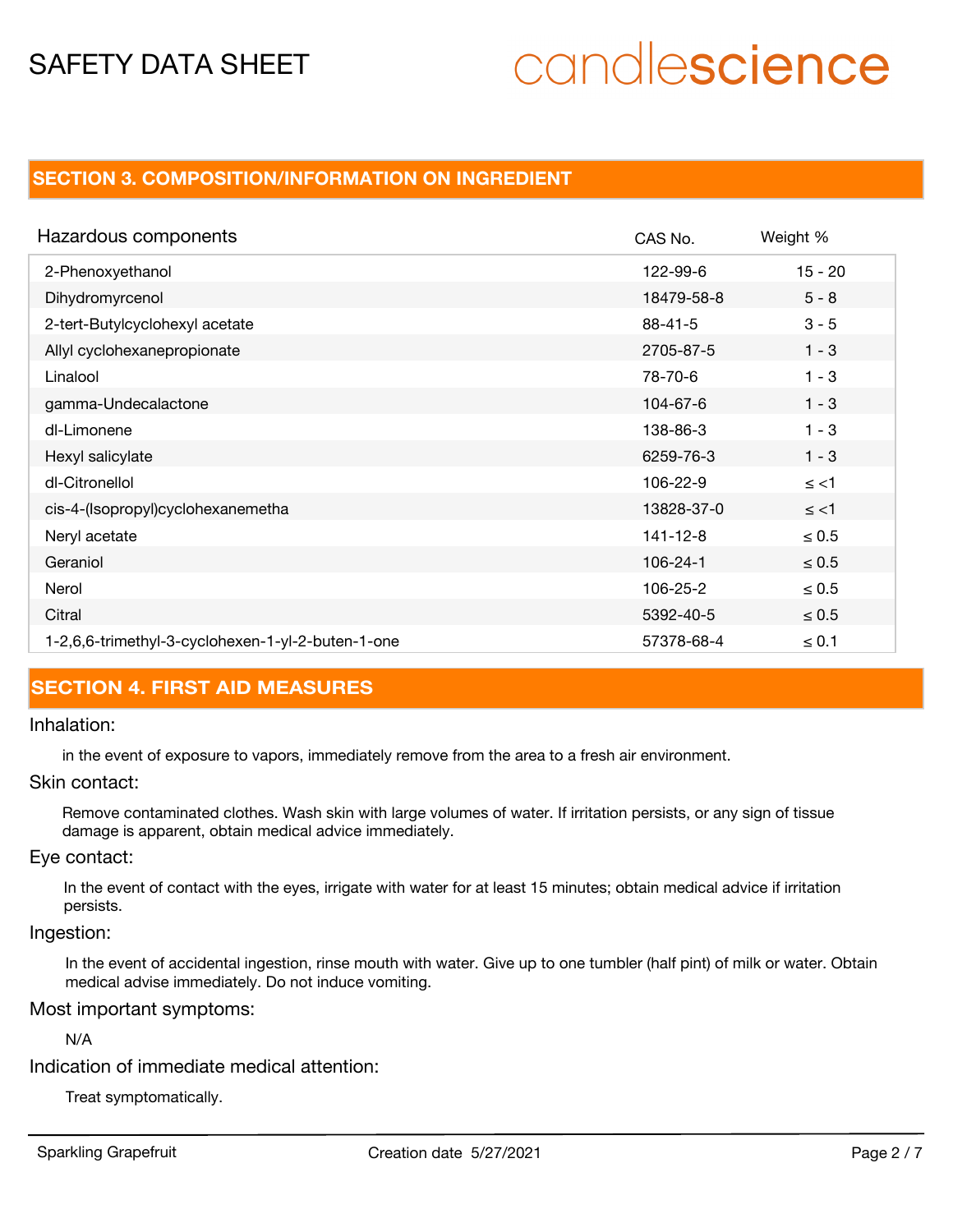## SECTION 3. COMPOSITION/INFORMATION ON INGREDIENT

| Hazardous components | CAS No. | Weight % |
|---|---|---|
| 2-Phenoxyethanol | 122-99-6 | 15 - 20 |
| Dihydromyrcenol | 18479-58-8 | 5 - 8 |
| 2-tert-Butylcyclohexyl acetate | 88-41-5 | 3 - 5 |
| Allyl cyclohexanepropionate | 2705-87-5 | 1 - 3 |
| Linalool | 78-70-6 | 1 - 3 |
| gamma-Undecalactone | 104-67-6 | 1 - 3 |
| dl-Limonene | 138-86-3 | 1 - 3 |
| Hexyl salicylate | 6259-76-3 | 1 - 3 |
| dl-Citronellol | 106-22-9 | ≤ <1 |
| cis-4-(Isopropyl)cyclohexanemetha | 13828-37-0 | ≤ <1 |
| Neryl acetate | 141-12-8 | ≤ 0.5 |
| Geraniol | 106-24-1 | ≤ 0.5 |
| Nerol | 106-25-2 | ≤ 0.5 |
| Citral | 5392-40-5 | ≤ 0.5 |
| 1-2,6,6-trimethyl-3-cyclohexen-1-yl-2-buten-1-one | 57378-68-4 | ≤ 0.1 |

## SECTION 4. FIRST AID MEASURES

### Inhalation:

in the event of exposure to vapors, immediately remove from the area to a fresh air environment.

### Skin contact:

Remove contaminated clothes. Wash skin with large volumes of water. If irritation persists, or any sign of tissue damage is apparent, obtain medical advice immediately.

### Eye contact:

In the event of contact with the eyes, irrigate with water for at least 15 minutes; obtain medical advice if irritation persists.

### Ingestion:

In the event of accidental ingestion, rinse mouth with water. Give up to one tumbler (half pint) of milk or water. Obtain medical advise immediately. Do not induce vomiting.

### Most important symptoms:

N/A

### Indication of immediate medical attention:

Treat symptomatically.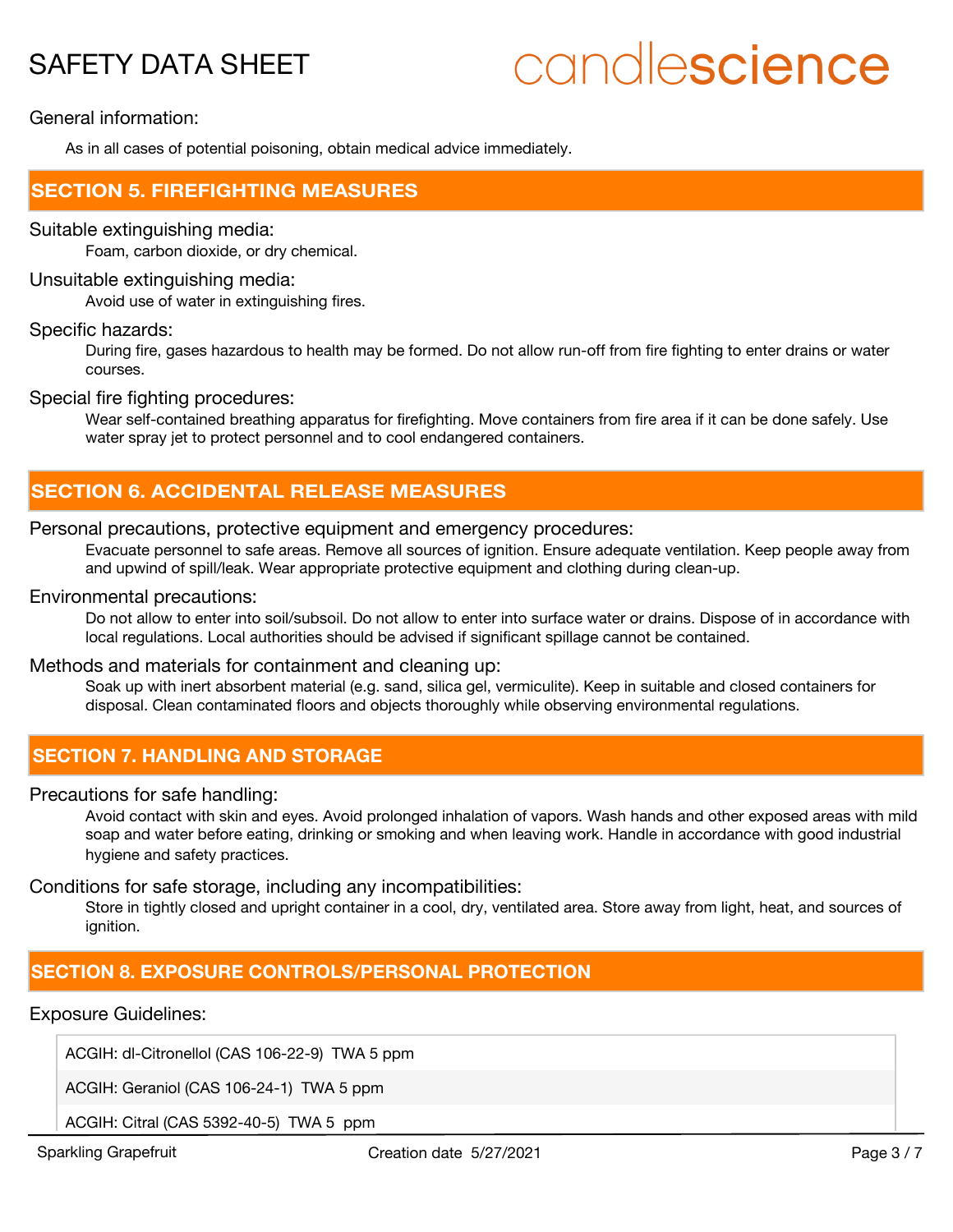General information:

As in all cases of potential poisoning, obtain medical advice immediately.

## SECTION 5. FIREFIGHTING MEASURES

Suitable extinguishing media:

Foam, carbon dioxide, or dry chemical.

Unsuitable extinguishing media:

Avoid use of water in extinguishing fires.

Specific hazards:

During fire, gases hazardous to health may be formed. Do not allow run-off from fire fighting to enter drains or water courses.

Special fire fighting procedures:

Wear self-contained breathing apparatus for firefighting. Move containers from fire area if it can be done safely. Use water spray jet to protect personnel and to cool endangered containers.

## SECTION 6. ACCIDENTAL RELEASE MEASURES

Personal precautions, protective equipment and emergency procedures:

Evacuate personnel to safe areas. Remove all sources of ignition. Ensure adequate ventilation. Keep people away from and upwind of spill/leak. Wear appropriate protective equipment and clothing during clean-up.

Environmental precautions:

Do not allow to enter into soil/subsoil. Do not allow to enter into surface water or drains. Dispose of in accordance with local regulations. Local authorities should be advised if significant spillage cannot be contained.

Methods and materials for containment and cleaning up:

Soak up with inert absorbent material (e.g. sand, silica gel, vermiculite). Keep in suitable and closed containers for disposal. Clean contaminated floors and objects thoroughly while observing environmental regulations.

## SECTION 7. HANDLING AND STORAGE

Precautions for safe handling:

Avoid contact with skin and eyes. Avoid prolonged inhalation of vapors. Wash hands and other exposed areas with mild soap and water before eating, drinking or smoking and when leaving work. Handle in accordance with good industrial hygiene and safety practices.

Conditions for safe storage, including any incompatibilities:

Store in tightly closed and upright container in a cool, dry, ventilated area. Store away from light, heat, and sources of ignition.

## SECTION 8. EXPOSURE CONTROLS/PERSONAL PROTECTION

Exposure Guidelines:

| |
|---|
| ACGIH: dl-Citronellol (CAS 106-22-9) TWA 5 ppm |
| ACGIH: Geraniol (CAS 106-24-1) TWA 5 ppm |
| ACGIH: Citral (CAS 5392-40-5) TWA 5 ppm |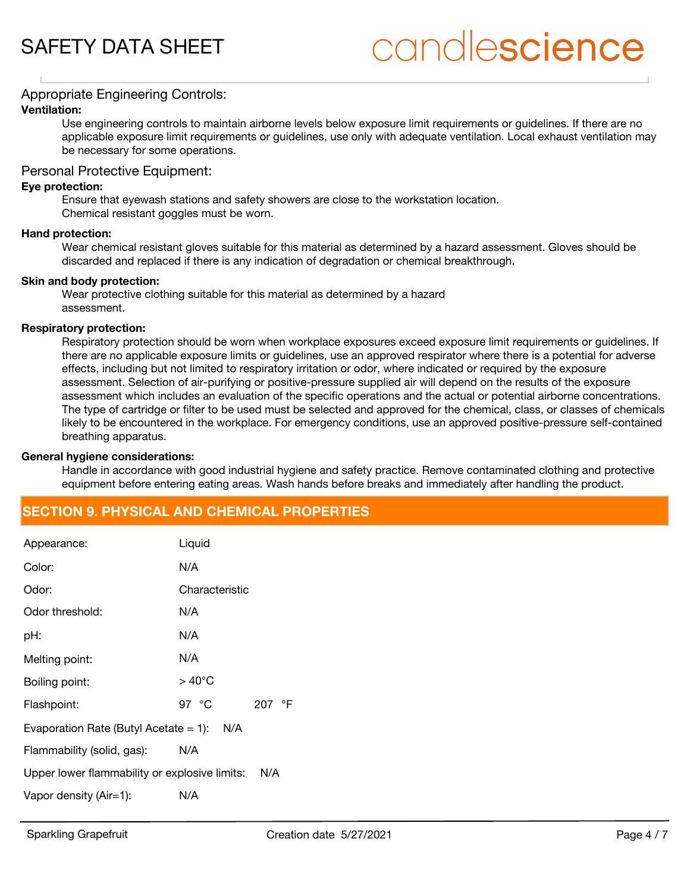### Appropriate Engineering Controls:

**Ventilation:**

Use engineering controls to maintain airborne levels below exposure limit requirements or guidelines. If there are no applicable exposure limit requirements or guidelines, use only with adequate ventilation. Local exhaust ventilation may be necessary for some operations.

### Personal Protective Equipment:

**Eye protection:**

Ensure that eyewash stations and safety showers are close to the workstation location.
Chemical resistant goggles must be worn.

**Hand protection:**

Wear chemical resistant gloves suitable for this material as determined by a hazard assessment. Gloves should be discarded and replaced if there is any indication of degradation or chemical breakthrough.

**Skin and body protection:**

Wear protective clothing suitable for this material as determined by a hazard assessment.

**Respiratory protection:**

Respiratory protection should be worn when workplace exposures exceed exposure limit requirements or guidelines. If there are no applicable exposure limits or guidelines, use an approved respirator where there is a potential for adverse effects, including but not limited to respiratory irritation or odor, where indicated or required by the exposure assessment. Selection of air-purifying or positive-pressure supplied air will depend on the results of the exposure assessment which includes an evaluation of the specific operations and the actual or potential airborne concentrations. The type of cartridge or filter to be used must be selected and approved for the chemical, class, or classes of chemicals likely to be encountered in the workplace. For emergency conditions, use an approved positive-pressure self-contained breathing apparatus.

**General hygiene considerations:**

Handle in accordance with good industrial hygiene and safety practice. Remove contaminated clothing and protective equipment before entering eating areas. Wash hands before breaks and immediately after handling the product.

## SECTION 9. PHYSICAL AND CHEMICAL PROPERTIES

| Property | Value |
|---|---|
| Appearance: | Liquid |
| Color: | N/A |
| Odor: | Characteristic |
| Odor threshold: | N/A |
| pH: | N/A |
| Melting point: | N/A |
| Boiling point: | > 40°C |
| Flashpoint: | 97 °C 207 °F |
| Evaporation Rate (Butyl Acetate = 1): | N/A |
| Flammability (solid, gas): | N/A |
| Upper lower flammability or explosive limits: | N/A |
| Vapor density (Air=1): | N/A |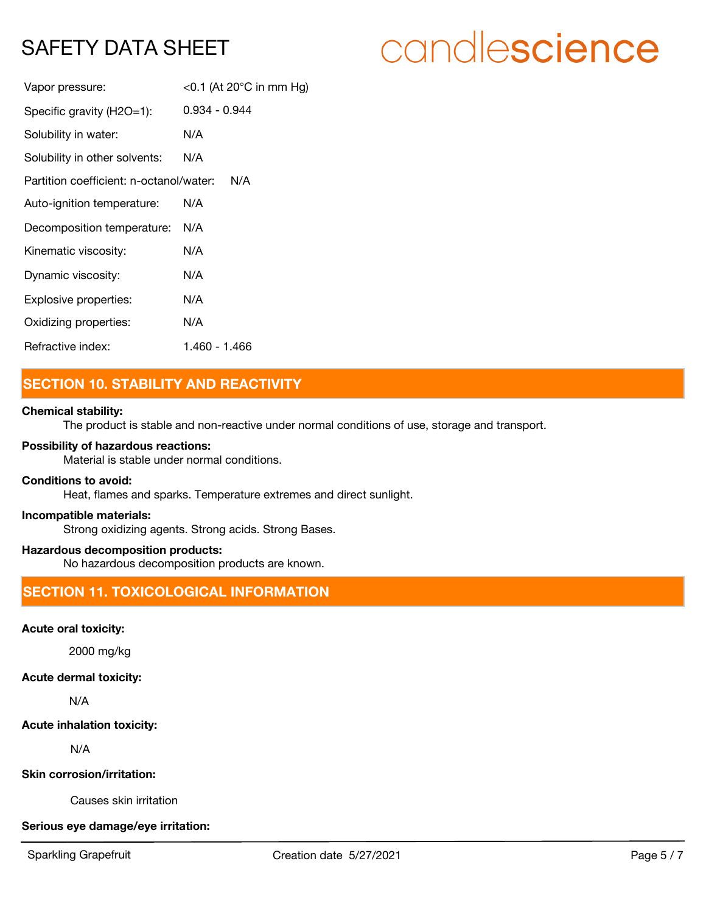| | |
|---|---|
| Vapor pressure: | <0.1 (At 20°C in mm Hg) |
| Specific gravity ($H_2O$=1): | 0.934 - 0.944 |
| Solubility in water: | N/A |
| Solubility in other solvents: | N/A |
| Partition coefficient: n-octanol/water: | N/A |
| Auto-ignition temperature: | N/A |
| Decomposition temperature: | N/A |
| Kinematic viscosity: | N/A |
| Dynamic viscosity: | N/A |
| Explosive properties: | N/A |
| Oxidizing properties: | N/A |
| Refractive index: | 1.460 - 1.466 |

## SECTION 10. STABILITY AND REACTIVITY

**Chemical stability:**

The product is stable and non-reactive under normal conditions of use, storage and transport.

**Possibility of hazardous reactions:**

Material is stable under normal conditions.

**Conditions to avoid:**

Heat, flames and sparks. Temperature extremes and direct sunlight.

**Incompatible materials:**

Strong oxidizing agents. Strong acids. Strong Bases.

**Hazardous decomposition products:**

No hazardous decomposition products are known.

## SECTION 11. TOXICOLOGICAL INFORMATION

**Acute oral toxicity:**

2000 mg/kg

**Acute dermal toxicity:**

N/A

**Acute inhalation toxicity:**

N/A

**Skin corrosion/irritation:**

Causes skin irritation

**Serious eye damage/eye irritation:**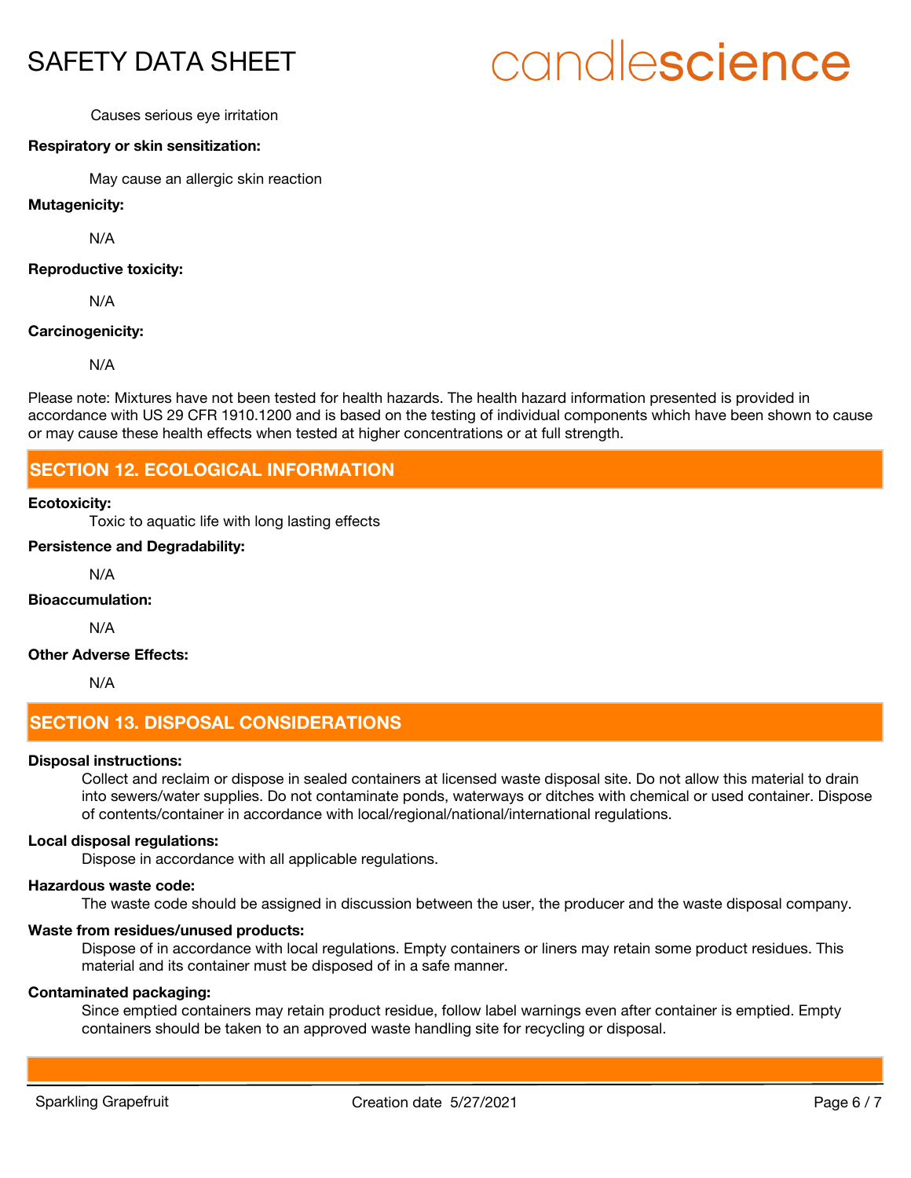Causes serious eye irritation

**Respiratory or skin sensitization:**

May cause an allergic skin reaction

**Mutagenicity:**

N/A

**Reproductive toxicity:**

N/A

**Carcinogenicity:**

N/A

Please note: Mixtures have not been tested for health hazards. The health hazard information presented is provided in accordance with US 29 CFR 1910.1200 and is based on the testing of individual components which have been shown to cause or may cause these health effects when tested at higher concentrations or at full strength.

## SECTION 12. ECOLOGICAL INFORMATION

**Ecotoxicity:**

Toxic to aquatic life with long lasting effects

**Persistence and Degradability:**

N/A

**Bioaccumulation:**

N/A

**Other Adverse Effects:**

N/A

## SECTION 13. DISPOSAL CONSIDERATIONS

**Disposal instructions:**

Collect and reclaim or dispose in sealed containers at licensed waste disposal site. Do not allow this material to drain into sewers/water supplies. Do not contaminate ponds, waterways or ditches with chemical or used container. Dispose of contents/container in accordance with local/regional/national/international regulations.

**Local disposal regulations:**

Dispose in accordance with all applicable regulations.

**Hazardous waste code:**

The waste code should be assigned in discussion between the user, the producer and the waste disposal company.

**Waste from residues/unused products:**

Dispose of in accordance with local regulations. Empty containers or liners may retain some product residues. This material and its container must be disposed of in a safe manner.

**Contaminated packaging:**

Since emptied containers may retain product residue, follow label warnings even after container is emptied. Empty containers should be taken to an approved waste handling site for recycling or disposal.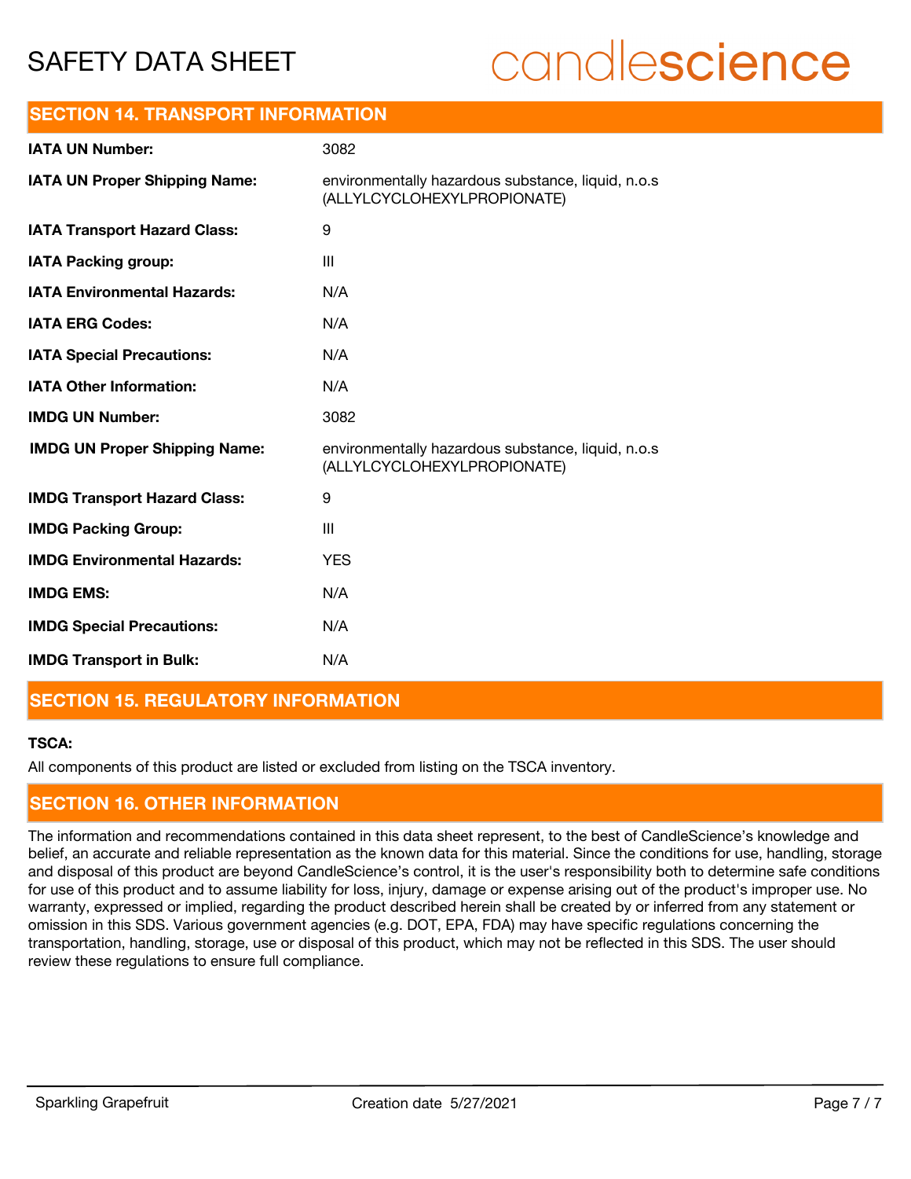## SECTION 14. TRANSPORT INFORMATION

| | |
|---|---|
| **IATA UN Number:** | 3082 |
| **IATA UN Proper Shipping Name:** | environmentally hazardous substance, liquid, n.o.s (ALLYLCYCLOHEXYLPROPIONATE) |
| **IATA Transport Hazard Class:** | 9 |
| **IATA Packing group:** | III |
| **IATA Environmental Hazards:** | N/A |
| **IATA ERG Codes:** | N/A |
| **IATA Special Precautions:** | N/A |
| **IATA Other Information:** | N/A |
| **IMDG UN Number:** | 3082 |
| **IMDG UN Proper Shipping Name:** | environmentally hazardous substance, liquid, n.o.s (ALLYLCYCLOHEXYLPROPIONATE) |
| **IMDG Transport Hazard Class:** | 9 |
| **IMDG Packing Group:** | III |
| **IMDG Environmental Hazards:** | YES |
| **IMDG EMS:** | N/A |
| **IMDG Special Precautions:** | N/A |
| **IMDG Transport in Bulk:** | N/A |

## SECTION 15. REGULATORY INFORMATION

**TSCA:**

All components of this product are listed or excluded from listing on the TSCA inventory.

## SECTION 16. OTHER INFORMATION

The information and recommendations contained in this data sheet represent, to the best of CandleScience's knowledge and belief, an accurate and reliable representation as the known data for this material. Since the conditions for use, handling, storage and disposal of this product are beyond CandleScience's control, it is the user's responsibility both to determine safe conditions for use of this product and to assume liability for loss, injury, damage or expense arising out of the product's improper use. No warranty, expressed or implied, regarding the product described herein shall be created by or inferred from any statement or omission in this SDS. Various government agencies (e.g. DOT, EPA, FDA) may have specific regulations concerning the transportation, handling, storage, use or disposal of this product, which may not be reflected in this SDS. The user should review these regulations to ensure full compliance.